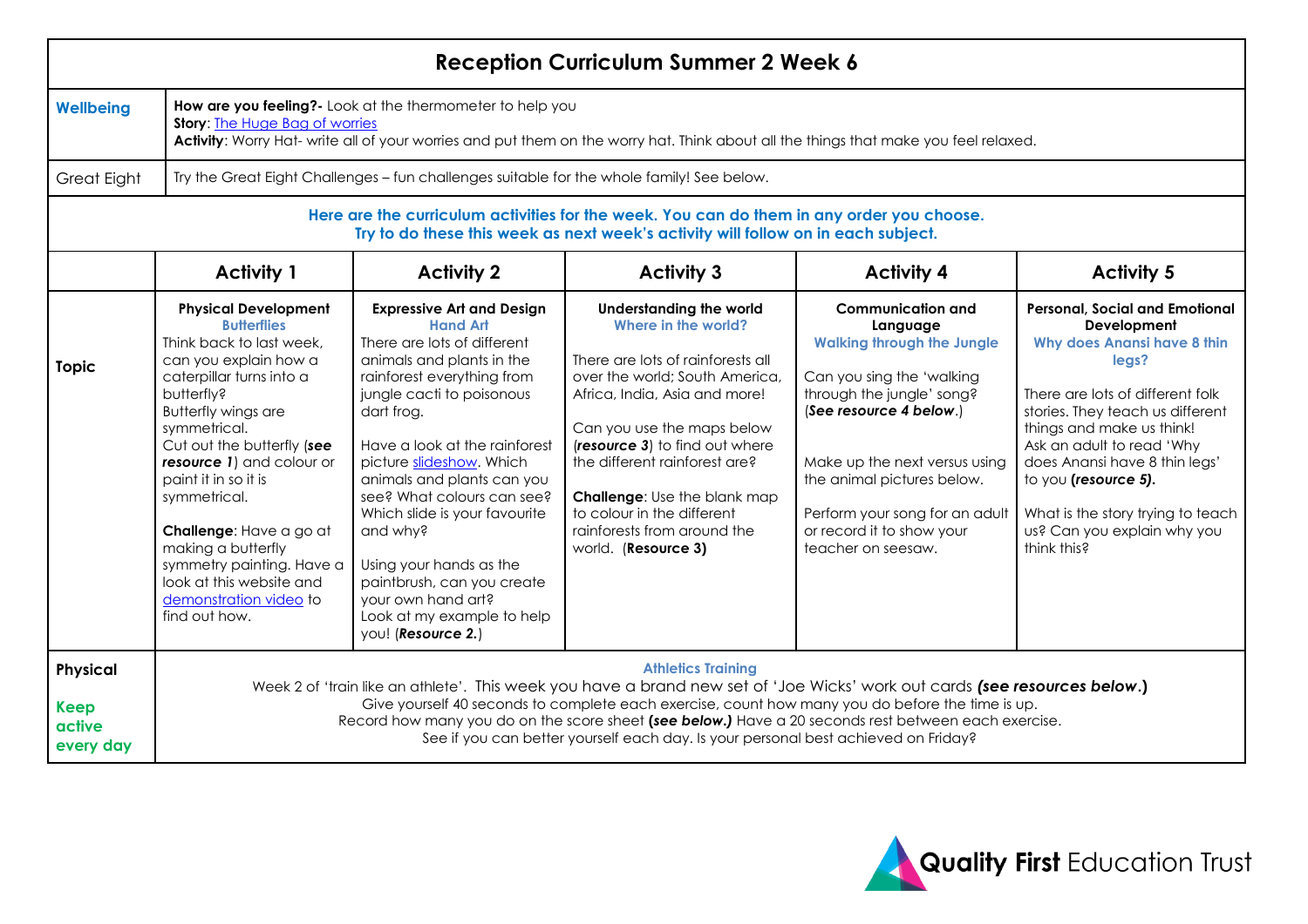# Reception Curriculum Summer 2 Week 6

| | |
|---|---|
| **Wellbeing** | **How are you feeling?-** Look at the thermometer to help you<br>**Story**: The Huge Bag of worries<br>**Activity**: Worry Hat- write all of your worries and put them on the worry hat. Think about all the things that make you feel relaxed. |
| Great Eight | Try the Great Eight Challenges – fun challenges suitable for the whole family! See below. |

**Here are the curriculum activities for the week. You can do them in any order you choose.**
**Try to do these this week as next week's activity will follow on in each subject.**

| | Activity 1 | Activity 2 | Activity 3 | Activity 4 | Activity 5 |
|---|---|---|---|---|---|
| **Topic** | **Physical Development**<br>**Butterflies**<br>Think back to last week, can you explain how a caterpillar turns into a butterfly?<br>Butterfly wings are symmetrical.<br>Cut out the butterfly (***see resource 1***) and colour or paint it in so it is symmetrical.<br><br>**Challenge**: Have a go at making a butterfly symmetry painting. Have a look at this website and demonstration video to find out how. | **Expressive Art and Design**<br>**Hand Art**<br>There are lots of different animals and plants in the rainforest everything from jungle cacti to poisonous dart frog.<br><br>Have a look at the rainforest picture slideshow. Which animals and plants can you see? What colours can see? Which slide is your favourite and why?<br><br>Using your hands as the paintbrush, can you create your own hand art?<br>Look at my example to help you! (***Resource 2.***) | **Understanding the world**<br>**Where in the world?**<br><br>There are lots of rainforests all over the world; South America, Africa, India, Asia and more!<br><br>Can you use the maps below (***resource 3***) to find out where the different rainforest are?<br><br>**Challenge**: Use the blank map to colour in the different rainforests from around the world. (**Resource 3)** | **Communication and Language**<br>**Walking through the Jungle**<br><br>Can you sing the 'walking through the jungle' song? (***See resource 4 below***.)<br><br>Make up the next versus using the animal pictures below.<br><br>Perform your song for an adult or record it to show your teacher on seesaw. | **Personal, Social and Emotional Development**<br>**Why does Anansi have 8 thin legs?**<br><br>There are lots of different folk stories. They teach us different things and make us think!<br>Ask an adult to read 'Why does Anansi have 8 thin legs' to you **(*resource 5).***<br><br>What is the story trying to teach us? Can you explain why you think this? |
| **Physical**<br><br>**Keep active every day** | **Athletics Training**<br>Week 2 of 'train like an athlete'. This week you have a brand new set of 'Joe Wicks' work out cards ***(see resources below*.)**<br>Give yourself 40 seconds to complete each exercise, count how many you do before the time is up.<br>Record how many you do on the score sheet ***(see below.)*** Have a 20 seconds rest between each exercise.<br>See if you can better yourself each day. Is your personal best achieved on Friday? | | | | |

**Quality First** Education Trust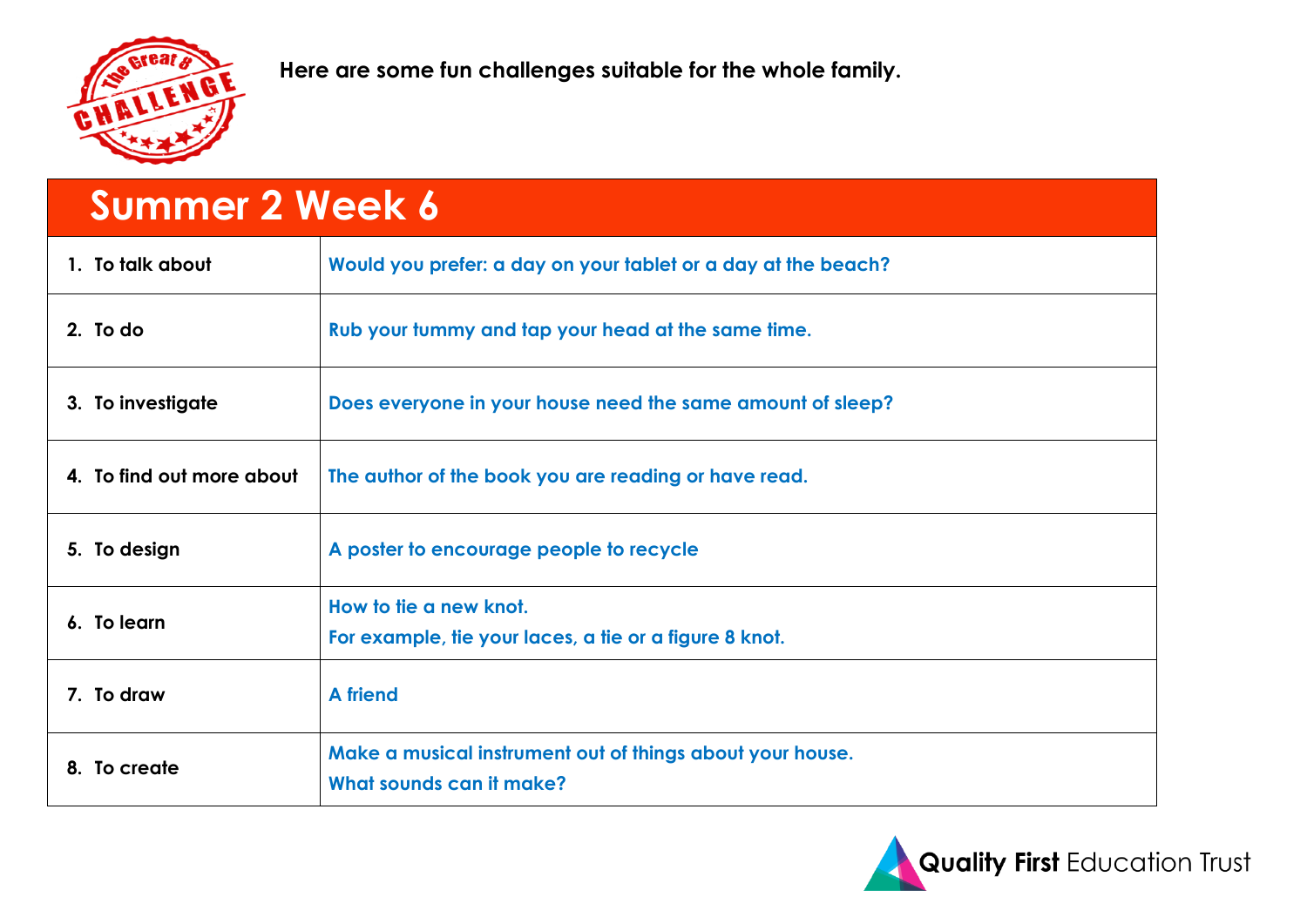Here are some fun challenges suitable for the whole family.

## Summer 2 Week 6

| | |
|---|---|
| 1. To talk about | Would you prefer: a day on your tablet or a day at the beach? |
| 2. To do | Rub your tummy and tap your head at the same time. |
| 3. To investigate | Does everyone in your house need the same amount of sleep? |
| 4. To find out more about | The author of the book you are reading or have read. |
| 5. To design | A poster to encourage people to recycle |
| 6. To learn | How to tie a new knot.<br>For example, tie your laces, a tie or a figure 8 knot. |
| 7. To draw | A friend |
| 8. To create | Make a musical instrument out of things about your house.<br>What sounds can it make? |

Quality First Education Trust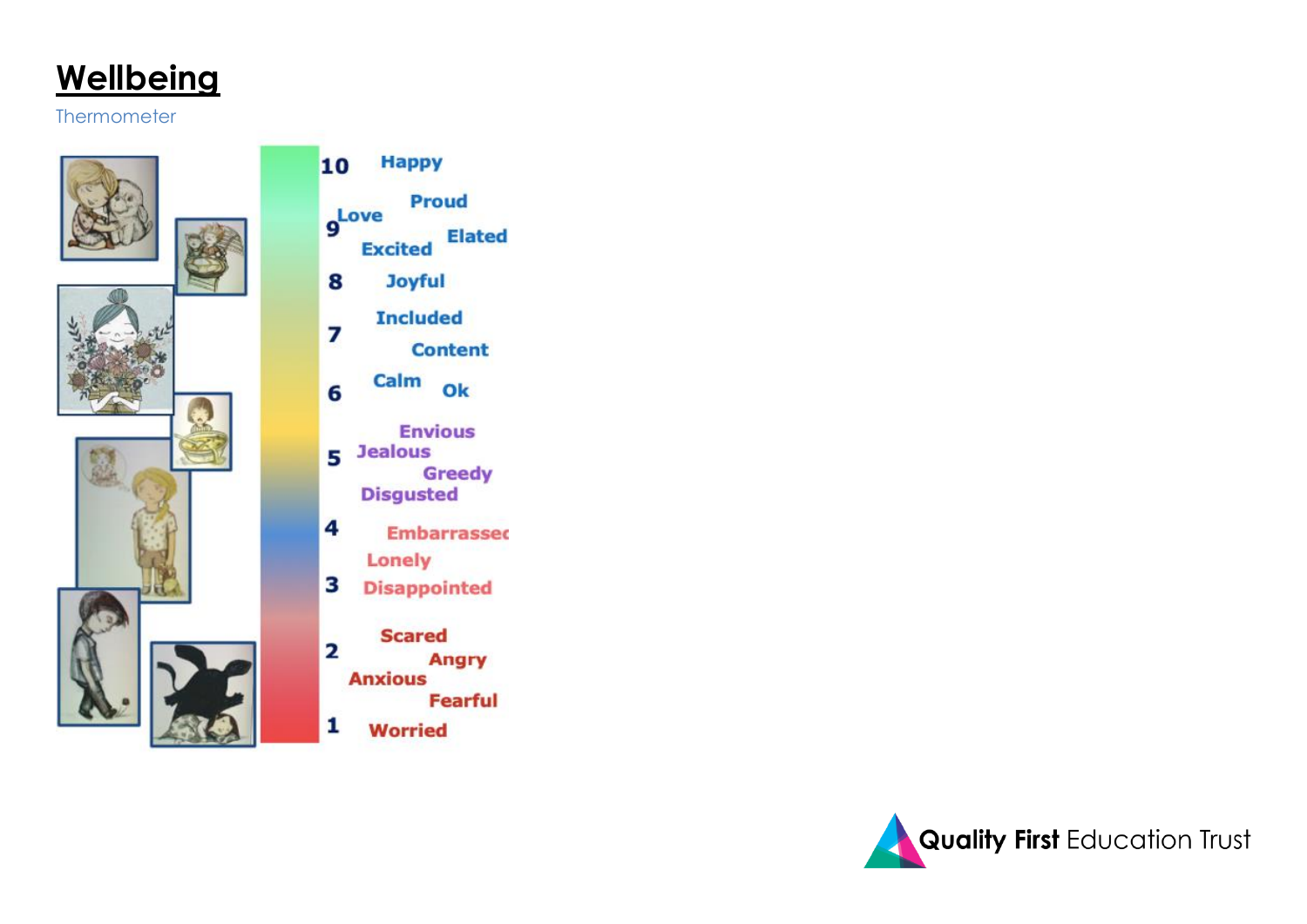# Wellbeing

Thermometer

10 Happy

Proud

9 Love

Elated

Excited

8 Joyful

Included

7

Content

6 Calm Ok

Envious

5 Jealous

Greedy

Disgusted

4 Embarrassed

Lonely

3 Disappointed

Scared

2

Angry

Anxious

Fearful

1 Worried

Quality First Education Trust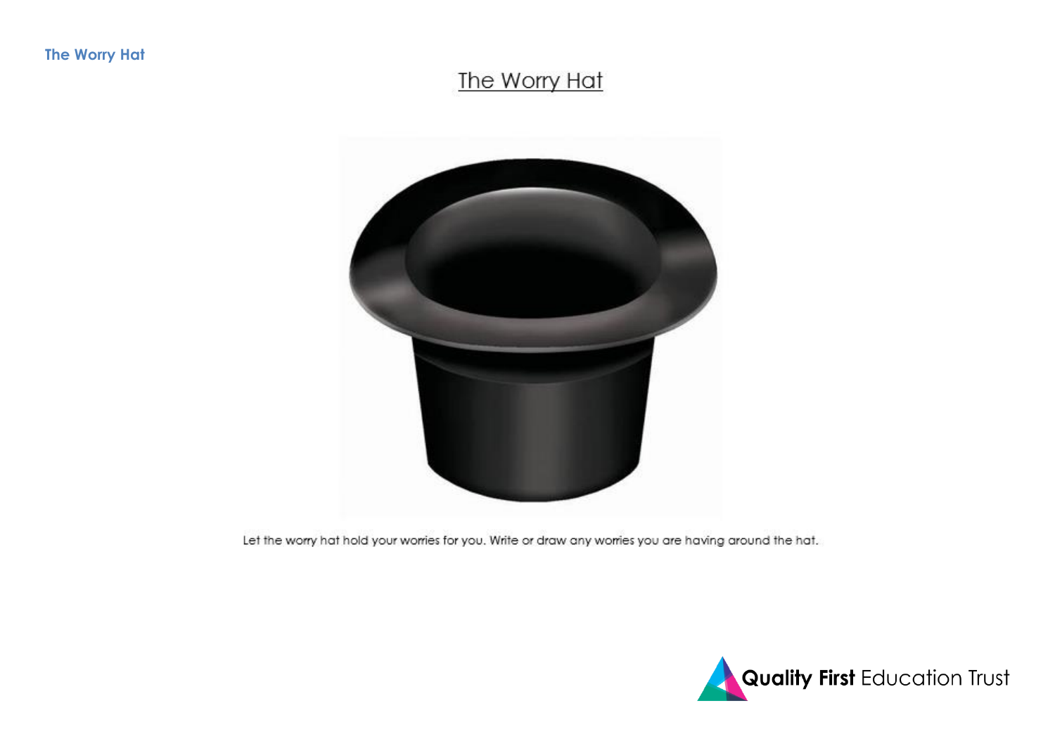# The Worry Hat

Let the worry hat hold your worries for you. Write or draw any worries you are having around the hat.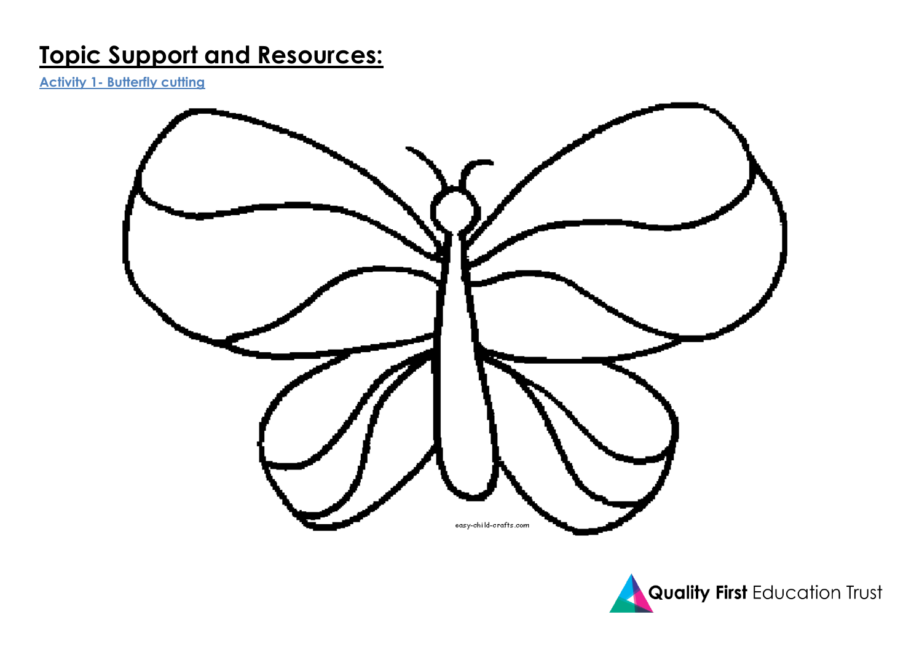# Topic Support and Resources:

Activity 1- Butterfly cutting

easy-child-crafts.com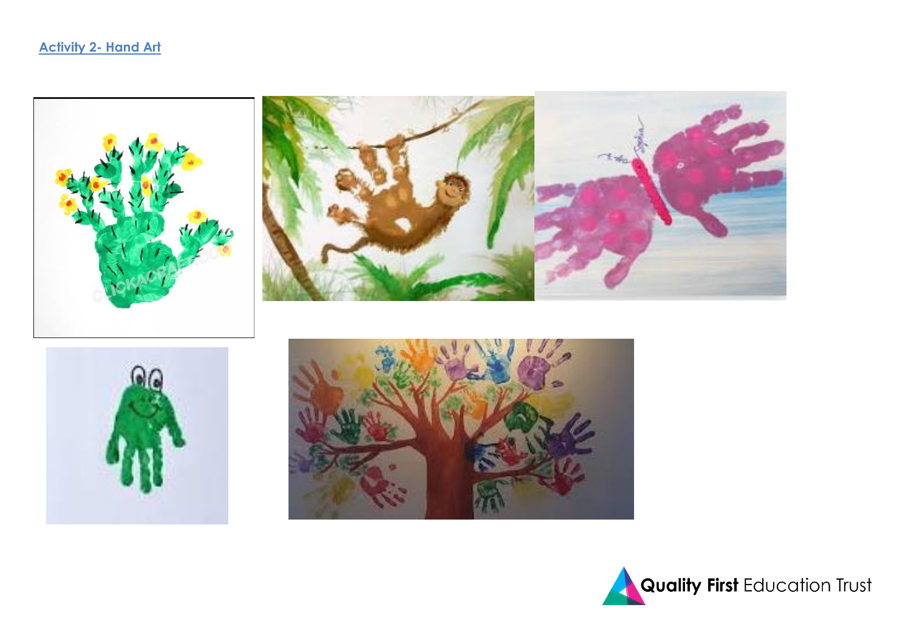## Activity 2- Hand Art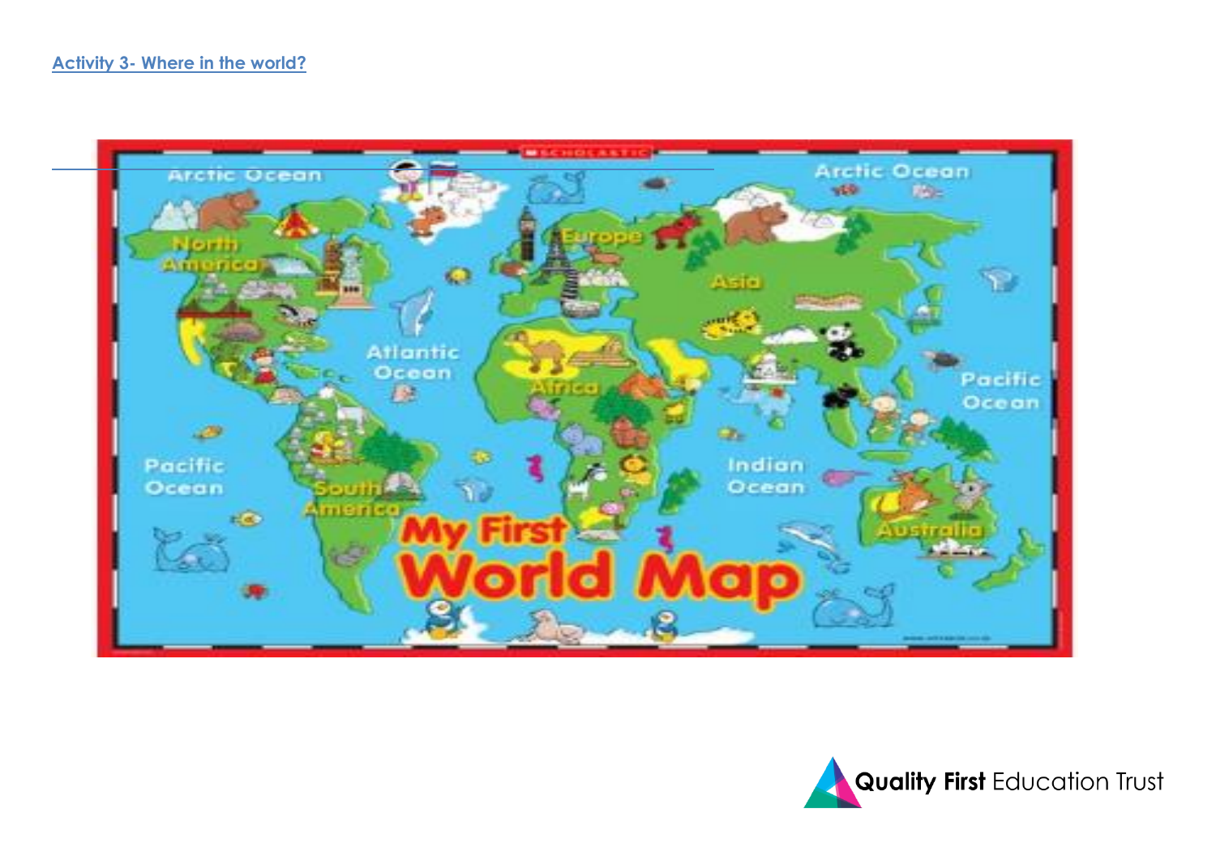**Activity 3- Where in the world?**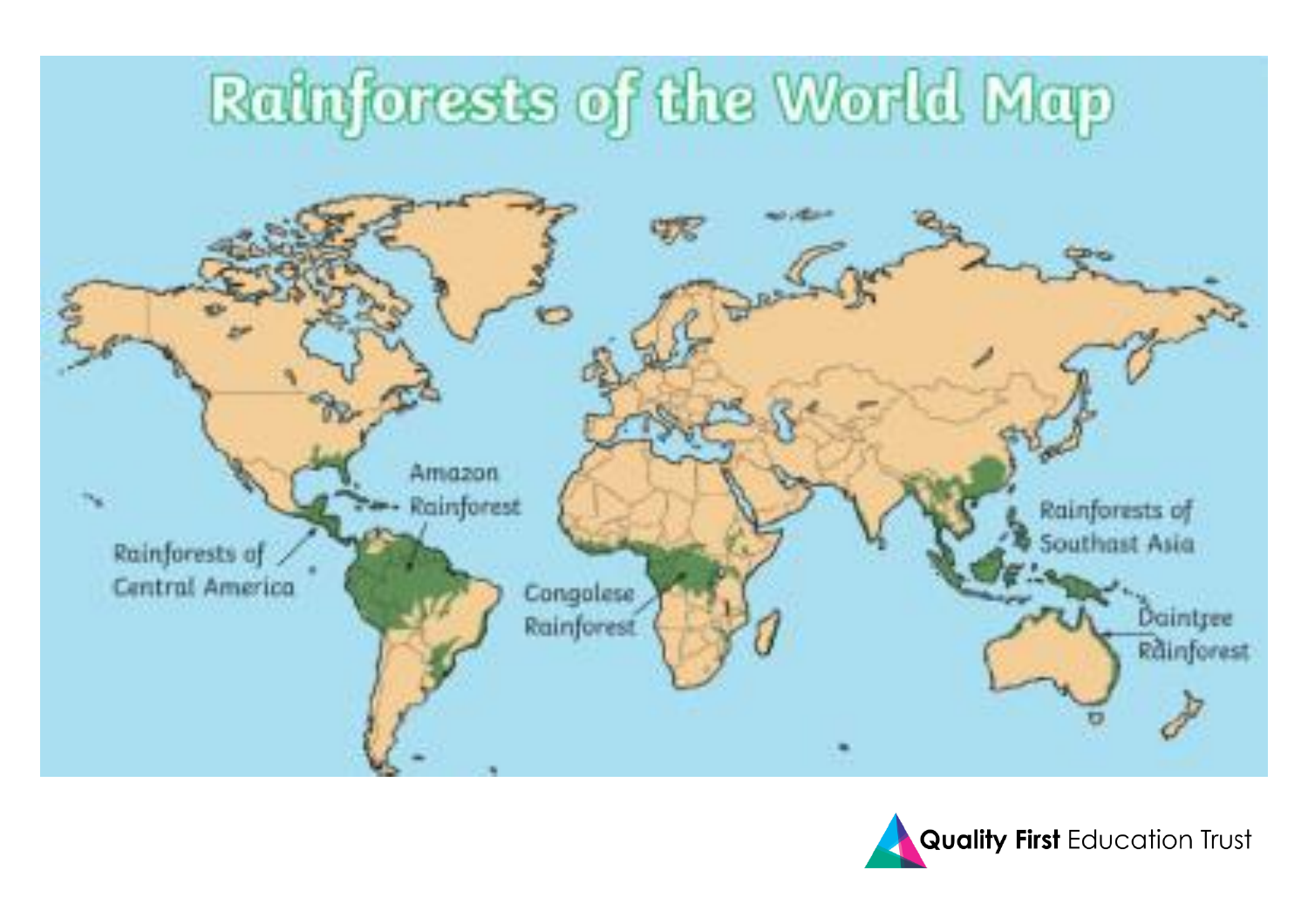# Rainforests of the World Map

Amazon Rainforest

Rainforests of Central America

Congolese Rainforest

Rainforests of Southast Asia

Daintree Rainforest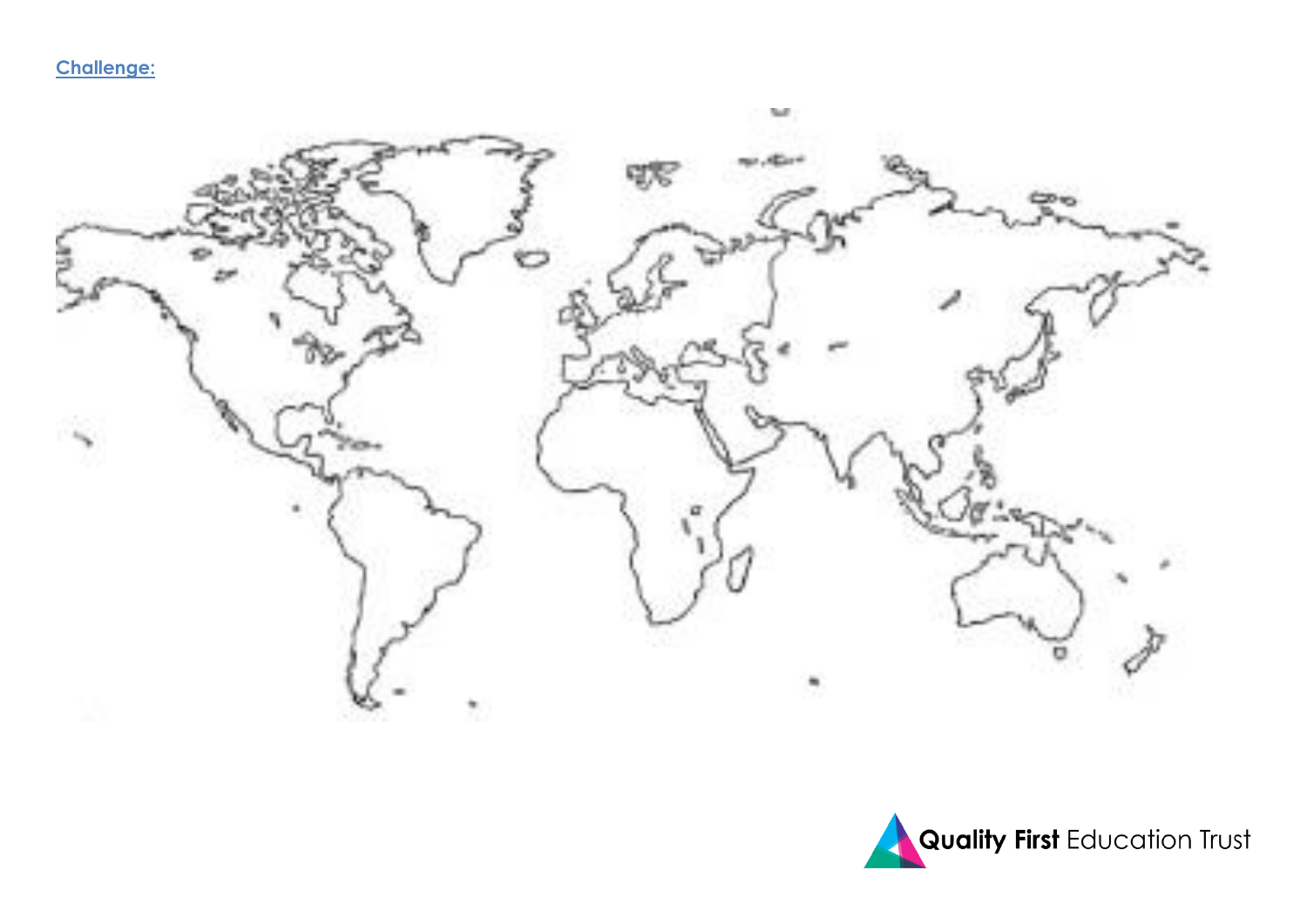**Challenge:**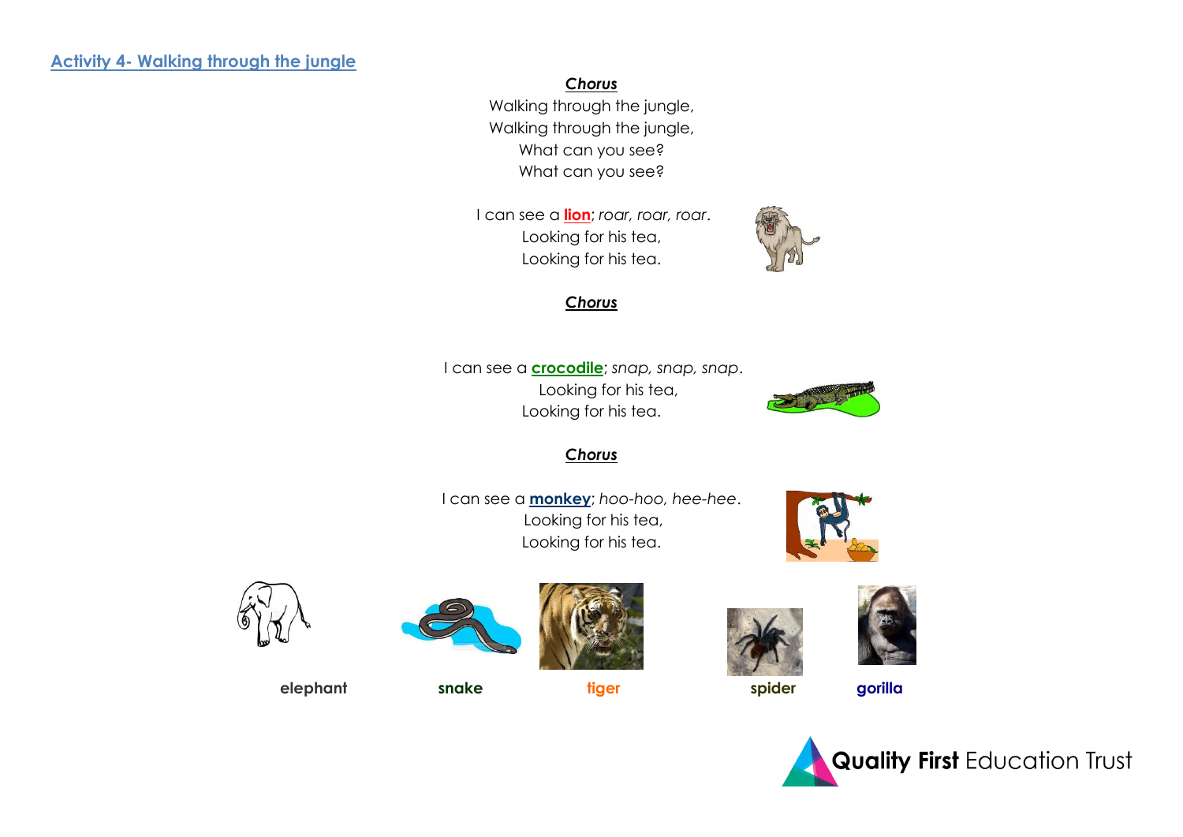## Activity 4- Walking through the jungle

***Chorus***

Walking through the jungle,
Walking through the jungle,
What can you see?
What can you see?

I can see a **lion**; *roar, roar, roar*.
Looking for his tea,
Looking for his tea.

***Chorus***

I can see a **crocodile**; *snap, snap, snap*.
Looking for his tea,
Looking for his tea.

***Chorus***

I can see a **monkey**; *hoo-hoo, hee-hee*.
Looking for his tea,
Looking for his tea.

**elephant** **snake** **tiger** **spider** **gorilla**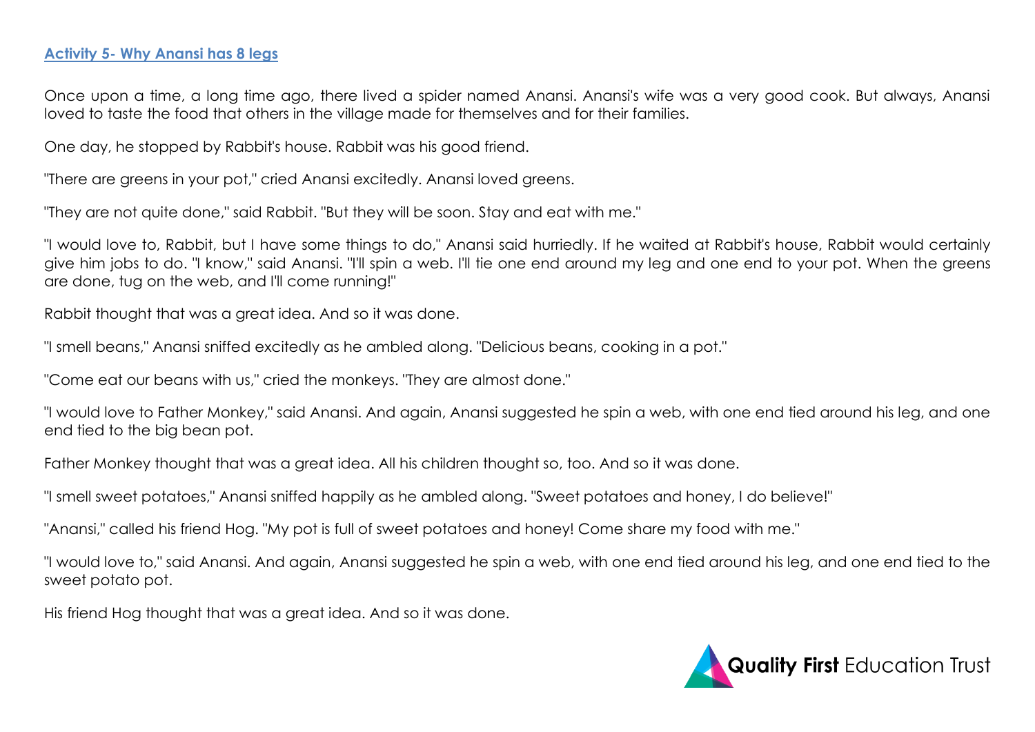## Activity 5- Why Anansi has 8 legs

Once upon a time, a long time ago, there lived a spider named Anansi. Anansi's wife was a very good cook. But always, Anansi loved to taste the food that others in the village made for themselves and for their families.

One day, he stopped by Rabbit's house. Rabbit was his good friend.

"There are greens in your pot," cried Anansi excitedly. Anansi loved greens.

"They are not quite done," said Rabbit. "But they will be soon. Stay and eat with me."

"I would love to, Rabbit, but I have some things to do," Anansi said hurriedly. If he waited at Rabbit's house, Rabbit would certainly give him jobs to do. "I know," said Anansi. "I'll spin a web. I'll tie one end around my leg and one end to your pot. When the greens are done, tug on the web, and I'll come running!"

Rabbit thought that was a great idea. And so it was done.

"I smell beans," Anansi sniffed excitedly as he ambled along. "Delicious beans, cooking in a pot."

"Come eat our beans with us," cried the monkeys. "They are almost done."

"I would love to Father Monkey," said Anansi. And again, Anansi suggested he spin a web, with one end tied around his leg, and one end tied to the big bean pot.

Father Monkey thought that was a great idea. All his children thought so, too. And so it was done.

"I smell sweet potatoes," Anansi sniffed happily as he ambled along. "Sweet potatoes and honey, I do believe!"

"Anansi," called his friend Hog. "My pot is full of sweet potatoes and honey! Come share my food with me."

"I would love to," said Anansi. And again, Anansi suggested he spin a web, with one end tied around his leg, and one end tied to the sweet potato pot.

His friend Hog thought that was a great idea. And so it was done.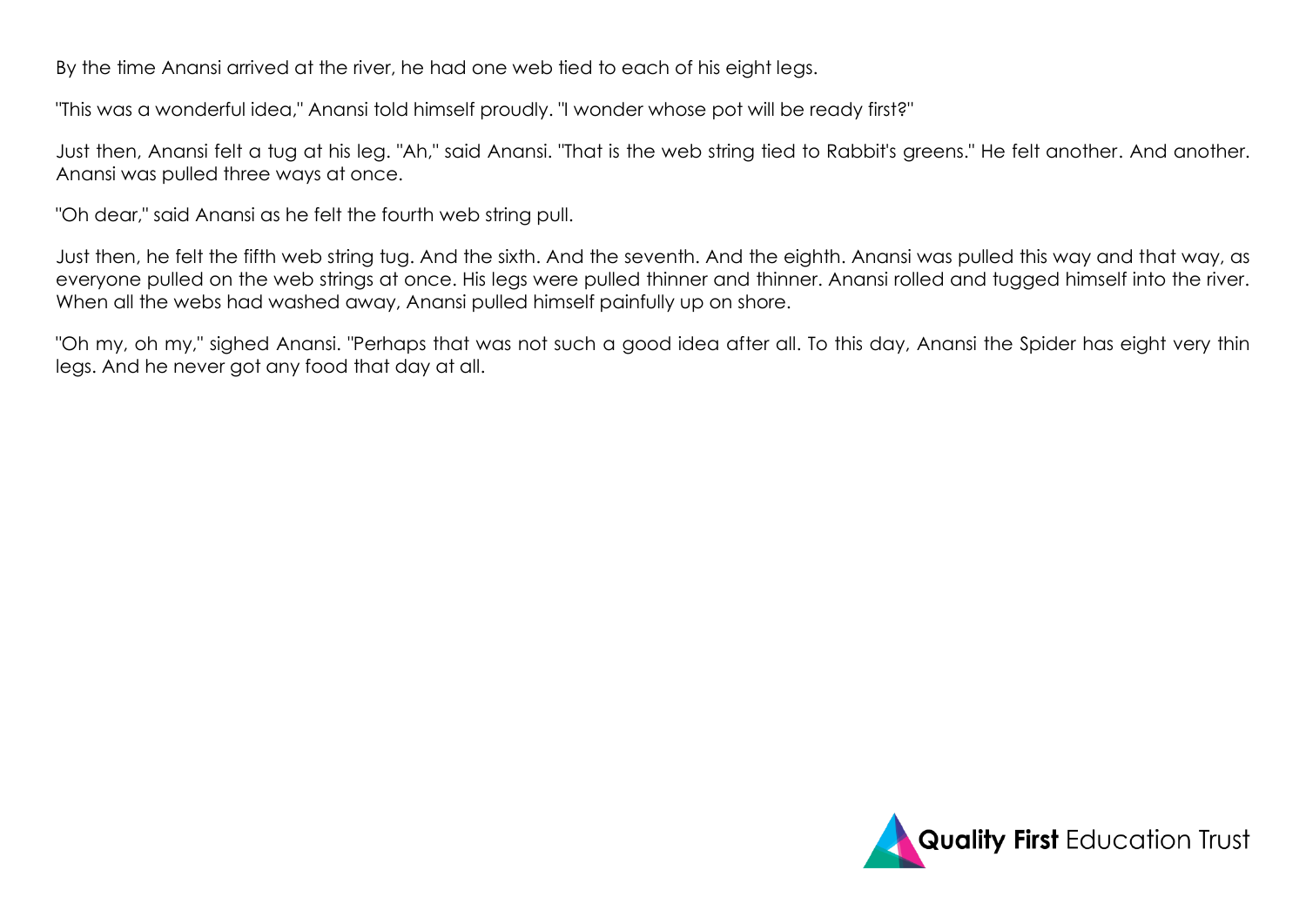By the time Anansi arrived at the river, he had one web tied to each of his eight legs.

"This was a wonderful idea," Anansi told himself proudly. "I wonder whose pot will be ready first?"

Just then, Anansi felt a tug at his leg. "Ah," said Anansi. "That is the web string tied to Rabbit's greens." He felt another. And another. Anansi was pulled three ways at once.

"Oh dear," said Anansi as he felt the fourth web string pull.

Just then, he felt the fifth web string tug. And the sixth. And the seventh. And the eighth. Anansi was pulled this way and that way, as everyone pulled on the web strings at once. His legs were pulled thinner and thinner. Anansi rolled and tugged himself into the river. When all the webs had washed away, Anansi pulled himself painfully up on shore.

"Oh my, oh my," sighed Anansi. "Perhaps that was not such a good idea after all. To this day, Anansi the Spider has eight very thin legs. And he never got any food that day at all.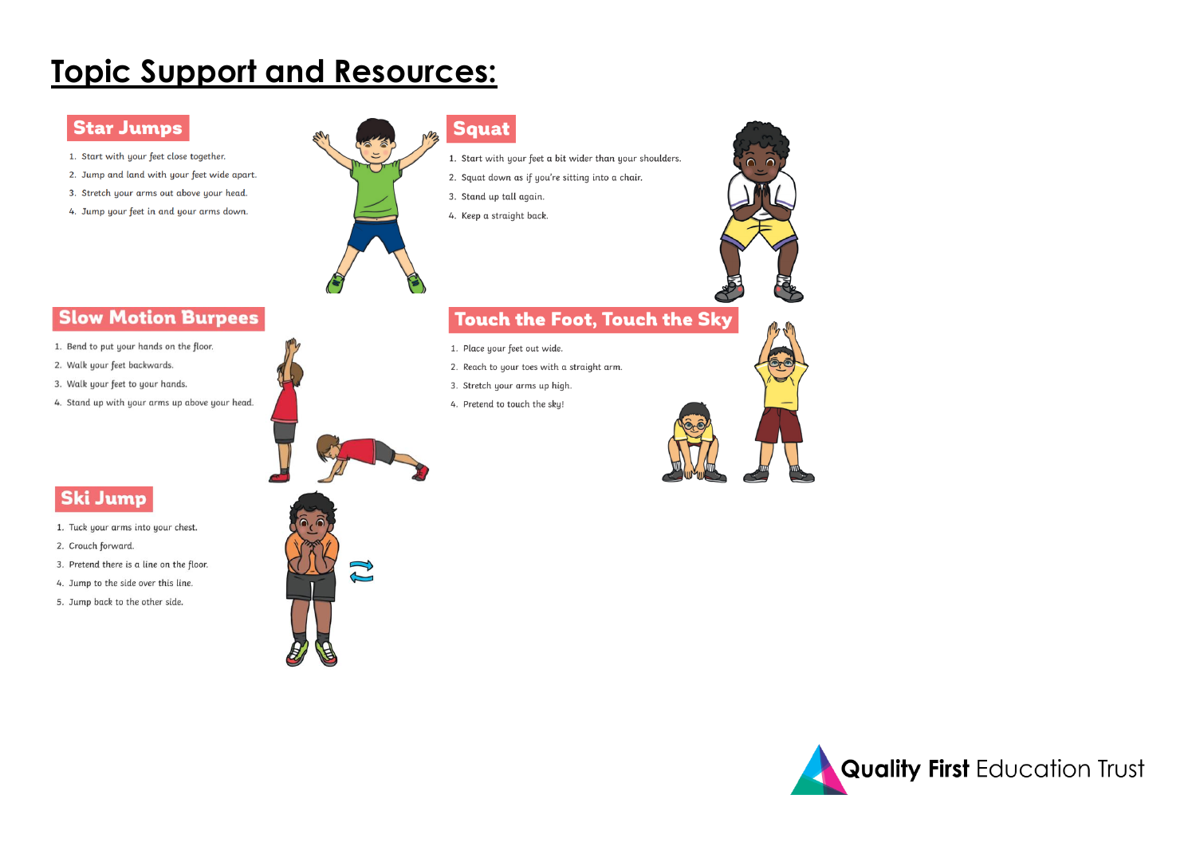# Topic Support and Resources:

## Star Jumps

1. Start with your feet close together.
2. Jump and land with your feet wide apart.
3. Stretch your arms out above your head.
4. Jump your feet in and your arms down.

## Squat

1. Start with your feet a bit wider than your shoulders.
2. Squat down as if you're sitting into a chair.
3. Stand up tall again.
4. Keep a straight back.

## Slow Motion Burpees

1. Bend to put your hands on the floor.
2. Walk your feet backwards.
3. Walk your feet to your hands.
4. Stand up with your arms up above your head.

## Touch the Foot, Touch the Sky

1. Place your feet out wide.
2. Reach to your toes with a straight arm.
3. Stretch your arms up high.
4. Pretend to touch the sky!

## Ski Jump

1. Tuck your arms into your chest.
2. Crouch forward.
3. Pretend there is a line on the floor.
4. Jump to the side over this line.
5. Jump back to the other side.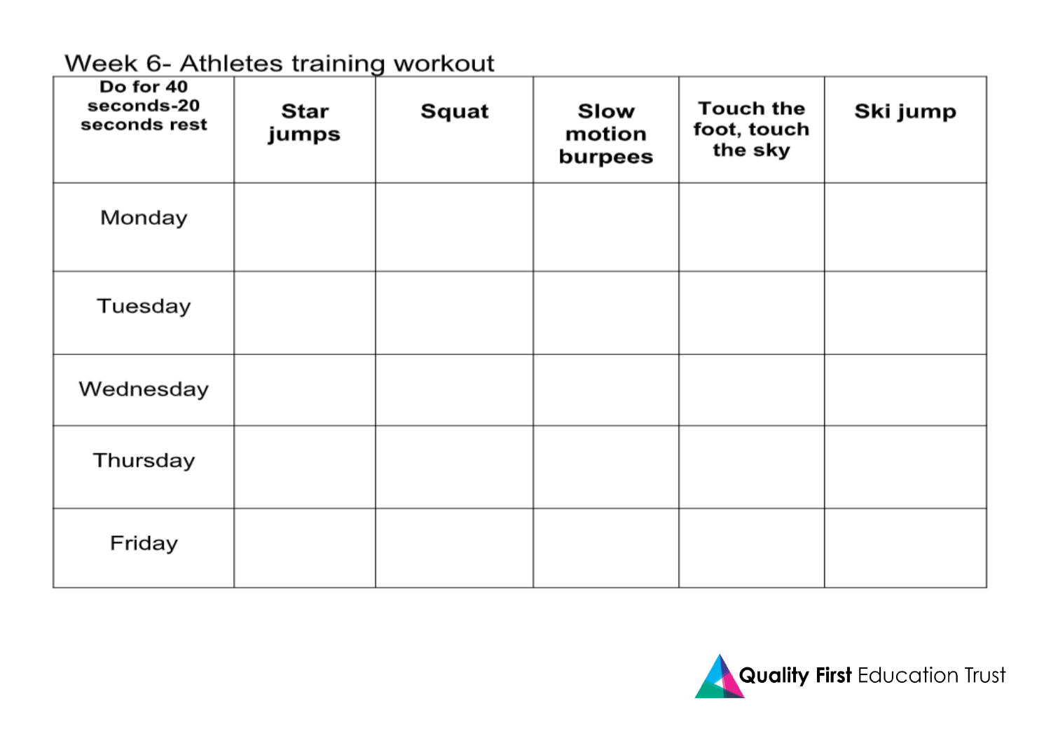## Week 6- Athletes training workout

| Do for 40 seconds-20 seconds rest | Star jumps | Squat | Slow motion burpees | Touch the foot, touch the sky | Ski jump |
| --- | --- | --- | --- | --- | --- |
| Monday | | | | | |
| Tuesday | | | | | |
| Wednesday | | | | | |
| Thursday | | | | | |
| Friday | | | | | |

**Quality First** Education Trust